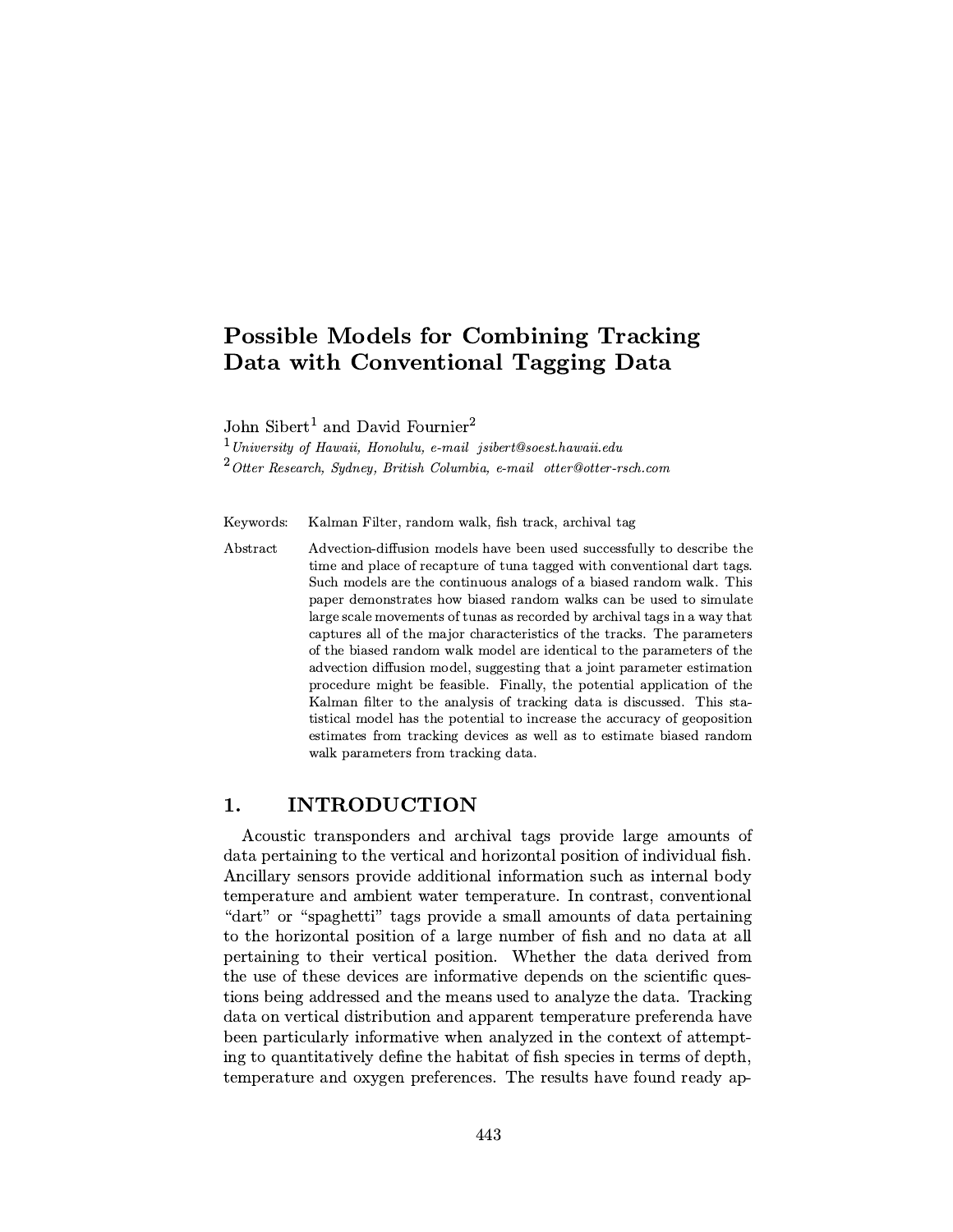# Possible Models for Combining Tracking Data with Conventional Tagging Data

John Sibert[1] and David Fournier[2]

[1] *University of Hawaii, Honolulu, e-mail jsibert@soest.hawaii.edu*

[2] *Otter Research, Sydney, British Columbia, e-mail otter@otter-rsch.com*

**Keywords:** Kalman Filter, random walk, fish track, archival tag

**Abstract** Advection-diffusion models have been used successfully to describe the time and place of recapture of tuna tagged with conventional dart tags. Such models are the continuous analogs of a biased random walk. This paper demonstrates how biased random walks can be used to simulate large scale movements of tunas as recorded by archival tags in a way that captures all of the major characteristics of the tracks. The parameters of the biased random walk model are identical to the parameters of the advection diffusion model, suggesting that a joint parameter estimation procedure might be feasible. Finally, the potential application of the Kalman filter to the analysis of tracking data is discussed. This statistical model has the potential to increase the accuracy of geoposition estimates from tracking devices as well as to estimate biased random walk parameters from tracking data.

## 1. INTRODUCTION

Acoustic transponders and archival tags provide large amounts of data pertaining to the vertical and horizontal position of individual fish. Ancillary sensors provide additional information such as internal body temperature and ambient water temperature. In contrast, conventional "dart" or "spaghetti" tags provide a small amounts of data pertaining to the horizontal position of a large number of fish and no data at all pertaining to their vertical position. Whether the data derived from the use of these devices are informative depends on the scientific questions being addressed and the means used to analyze the data. Tracking data on vertical distribution and apparent temperature preferenda have been particularly informative when analyzed in the context of attempting to quantitatively define the habitat of fish species in terms of depth, temperature and oxygen preferences. The results have found ready ap-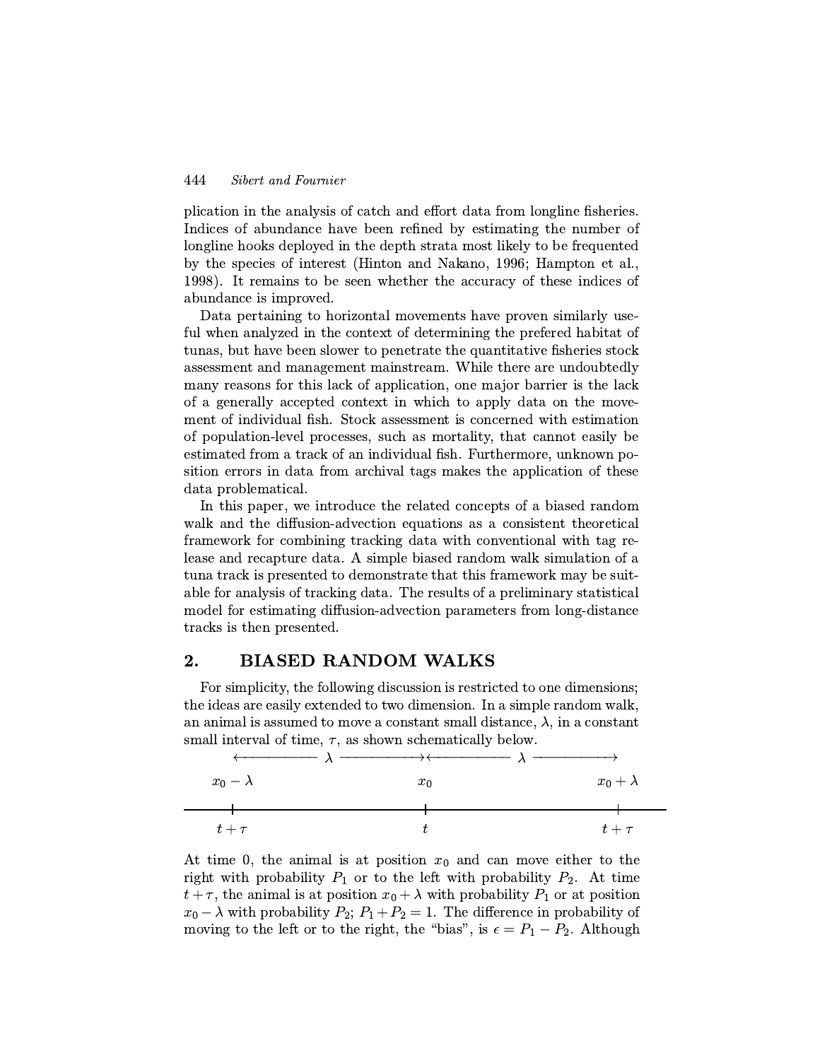plication in the analysis of catch and effort data from longline fisheries. Indices of abundance have been refined by estimating the number of longline hooks deployed in the depth strata most likely to be frequented by the species of interest (Hinton and Nakano, 1996; Hampton et al., 1998). It remains to be seen whether the accuracy of these indices of abundance is improved.

Data pertaining to horizontal movements have proven similarly useful when analyzed in the context of determining the prefered habitat of tunas, but have been slower to penetrate the quantitative fisheries stock assessment and management mainstream. While there are undoubtedly many reasons for this lack of application, one major barrier is the lack of a generally accepted context in which to apply data on the movement of individual fish. Stock assessment is concerned with estimation of population-level processes, such as mortality, that cannot easily be estimated from a track of an individual fish. Furthermore, unknown position errors in data from archival tags makes the application of these data problematical.

In this paper, we introduce the related concepts of a biased random walk and the diffusion-advection equations as a consistent theoretical framework for combining tracking data with conventional with tag release and recapture data. A simple biased random walk simulation of a tuna track is presented to demonstrate that this framework may be suitable for analysis of tracking data. The results of a preliminary statistical model for estimating diffusion-advection parameters from long-distance tracks is then presented.

## 2. BIASED RANDOM WALKS

For simplicity, the following discussion is restricted to one dimensions; the ideas are easily extended to two dimension. In a simple random walk, an animal is assumed to move a constant small distance, $\lambda$, in a constant small interval of time, $\tau$, as shown schematically below.

$$
\begin{array}{ccccc}
\longleftarrow & \lambda & \longrightarrow\longleftarrow & \lambda & \longrightarrow \\
x_0 - \lambda & & x_0 & & x_0 + \lambda \\
t + \tau & & t & & t + \tau
\end{array}
$$

At time 0, the animal is at position $x_0$ and can move either to the right with probability $P_1$ or to the left with probability $P_2$. At time $t+\tau$, the animal is at position $x_0 + \lambda$ with probability $P_1$ or at position $x_0 - \lambda$ with probability $P_2$; $P_1 + P_2 = 1$. The difference in probability of moving to the left or to the right, the "bias", is $\epsilon = P_1 - P_2$. Although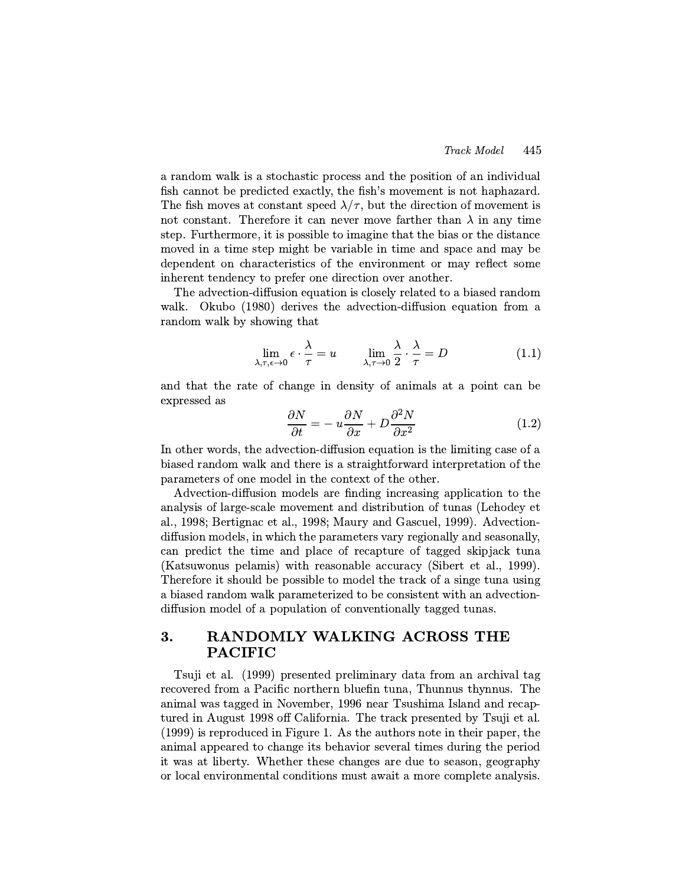a random walk is a stochastic process and the position of an individual fish cannot be predicted exactly, the fish's movement is not haphazard. The fish moves at constant speed $\lambda/\tau$, but the direction of movement is not constant. Therefore it can never move farther than $\lambda$ in any time step. Furthermore, it is possible to imagine that the bias or the distance moved in a time step might be variable in time and space and may be dependent on characteristics of the environment or may reflect some inherent tendency to prefer one direction over another.

The advection-diffusion equation is closely related to a biased random walk. Okubo (1980) derives the advection-diffusion equation from a random walk by showing that

$$\lim_{\lambda,\tau,\epsilon\to 0} \epsilon \cdot \frac{\lambda}{\tau} = u \qquad \lim_{\lambda,\tau\to 0} \frac{\lambda}{2} \cdot \frac{\lambda}{\tau} = D \tag{1.1}$$

and that the rate of change in density of animals at a point can be expressed as

$$\frac{\partial N}{\partial t} = -\,u\frac{\partial N}{\partial x} + D\frac{\partial^2 N}{\partial x^2} \tag{1.2}$$

In other words, the advection-diffusion equation is the limiting case of a biased random walk and there is a straightforward interpretation of the parameters of one model in the context of the other.

Advection-diffusion models are finding increasing application to the analysis of large-scale movement and distribution of tunas (Lehodey et al., 1998; Bertignac et al., 1998; Maury and Gascuel, 1999). Advection-diffusion models, in which the parameters vary regionally and seasonally, can predict the time and place of recapture of tagged skipjack tuna (Katsuwonus pelamis) with reasonable accuracy (Sibert et al., 1999). Therefore it should be possible to model the track of a singe tuna using a biased random walk parameterized to be consistent with an advection-diffusion model of a population of conventionally tagged tunas.

## 3. RANDOMLY WALKING ACROSS THE PACIFIC

Tsuji et al. (1999) presented preliminary data from an archival tag recovered from a Pacific northern bluefin tuna, Thunnus thynnus. The animal was tagged in November, 1996 near Tsushima Island and recaptured in August 1998 off California. The track presented by Tsuji et al. (1999) is reproduced in Figure 1. As the authors note in their paper, the animal appeared to change its behavior several times during the period it was at liberty. Whether these changes are due to season, geography or local environmental conditions must await a more complete analysis.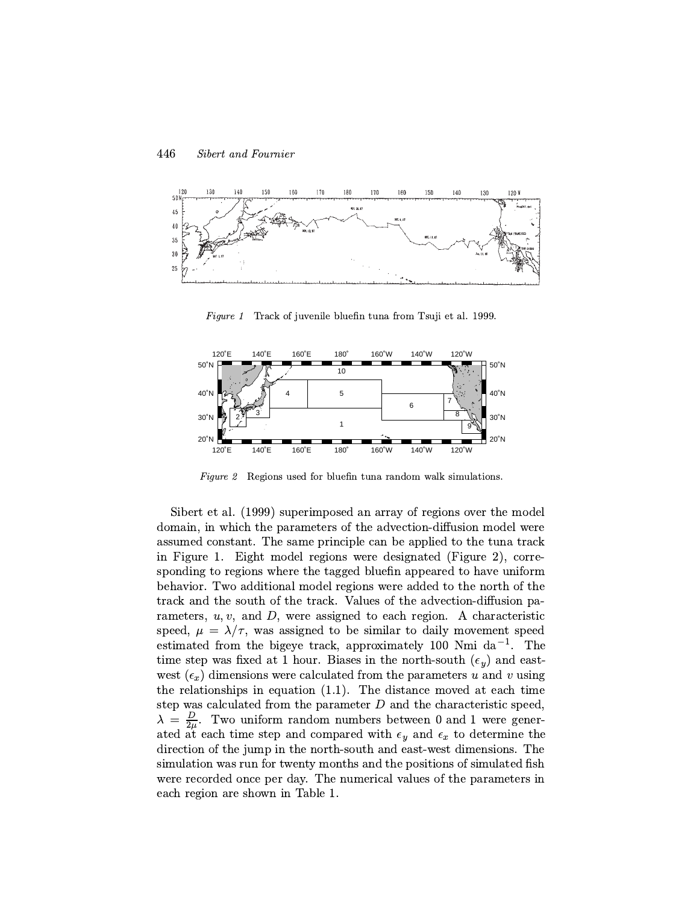*Figure 1* Track of juvenile bluefin tuna from Tsuji et al. 1999.

*Figure 2* Regions used for bluefin tuna random walk simulations.

Sibert et al. (1999) superimposed an array of regions over the model domain, in which the parameters of the advection-diffusion model were assumed constant. The same principle can be applied to the tuna track in Figure 1. Eight model regions were designated (Figure 2), corresponding to regions where the tagged bluefin appeared to have uniform behavior. Two additional model regions were added to the north of the track and the south of the track. Values of the advection-diffusion parameters, $u, v$, and $D$, were assigned to each region. A characteristic speed, $\mu = \lambda/\tau$, was assigned to be similar to daily movement speed estimated from the bigeye track, approximately 100 Nmi da$^{-1}$. The time step was fixed at 1 hour. Biases in the north-south ($\epsilon_y$) and east-west ($\epsilon_x$) dimensions were calculated from the parameters $u$ and $v$ using the relationships in equation (1.1). The distance moved at each time step was calculated from the parameter $D$ and the characteristic speed, $\lambda = \frac{D}{2\mu}$. Two uniform random numbers between 0 and 1 were generated at each time step and compared with $\epsilon_y$ and $\epsilon_x$ to determine the direction of the jump in the north-south and east-west dimensions. The simulation was run for twenty months and the positions of simulated fish were recorded once per day. The numerical values of the parameters in each region are shown in Table 1.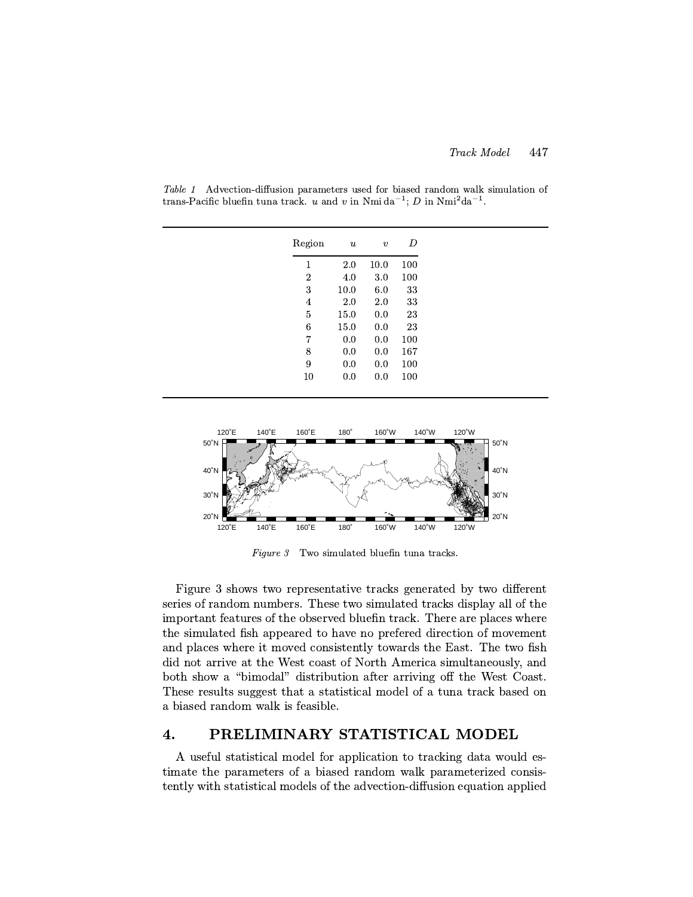*Table 1* Advection-diffusion parameters used for biased random walk simulation of trans-Pacific bluefin tuna track. $u$ and $v$ in Nmi da$^{-1}$; $D$ in Nmi$^2$da$^{-1}$.

| Region | $u$ | $v$ | $D$ |
|---|---|---|---|
| 1 | 2.0 | 10.0 | 100 |
| 2 | 4.0 | 3.0 | 100 |
| 3 | 10.0 | 6.0 | 33 |
| 4 | 2.0 | 2.0 | 33 |
| 5 | 15.0 | 0.0 | 23 |
| 6 | 15.0 | 0.0 | 23 |
| 7 | 0.0 | 0.0 | 100 |
| 8 | 0.0 | 0.0 | 167 |
| 9 | 0.0 | 0.0 | 100 |
| 10 | 0.0 | 0.0 | 100 |

*Figure 3* Two simulated bluefin tuna tracks.

Figure 3 shows two representative tracks generated by two different series of random numbers. These two simulated tracks display all of the important features of the observed bluefin track. There are places where the simulated fish appeared to have no prefered direction of movement and places where it moved consistently towards the East. The two fish did not arrive at the West coast of North America simultaneously, and both show a "bimodal" distribution after arriving off the West Coast. These results suggest that a statistical model of a tuna track based on a biased random walk is feasible.

## 4. PRELIMINARY STATISTICAL MODEL

A useful statistical model for application to tracking data would estimate the parameters of a biased random walk parameterized consistently with statistical models of the advection-diffusion equation applied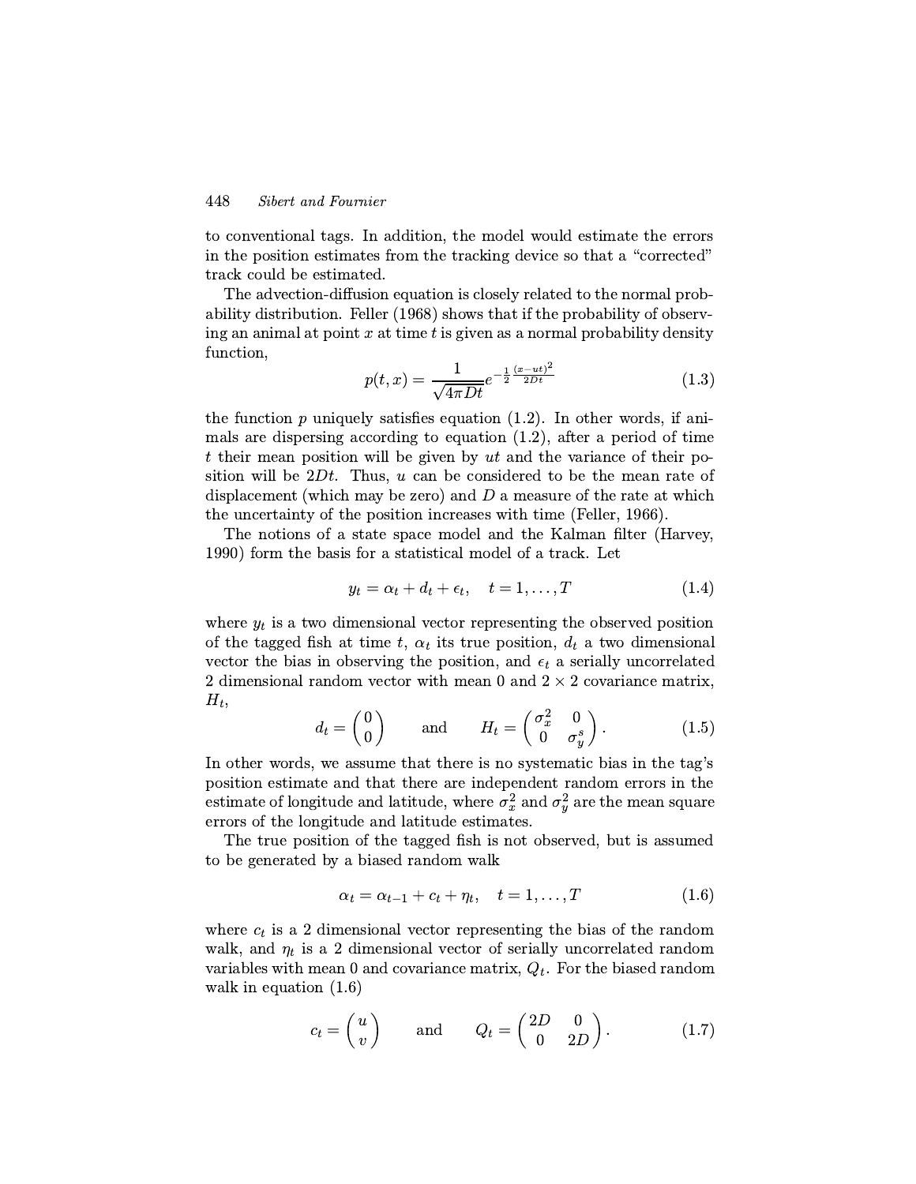to conventional tags. In addition, the model would estimate the errors in the position estimates from the tracking device so that a "corrected" track could be estimated.

The advection-diffusion equation is closely related to the normal probability distribution. Feller (1968) shows that if the probability of observing an animal at point $x$ at time $t$ is given as a normal probability density function,

$$p(t,x) = \frac{1}{\sqrt{4\pi Dt}} e^{-\frac{1}{2}\frac{(x-ut)^2}{2Dt}} \tag{1.3}$$

the function $p$ uniquely satisfies equation (1.2). In other words, if animals are dispersing according to equation (1.2), after a period of time $t$ their mean position will be given by $ut$ and the variance of their position will be $2Dt$. Thus, $u$ can be considered to be the mean rate of displacement (which may be zero) and $D$ a measure of the rate at which the uncertainty of the position increases with time (Feller, 1966).

The notions of a state space model and the Kalman filter (Harvey, 1990) form the basis for a statistical model of a track. Let

$$y_t = \alpha_t + d_t + \epsilon_t, \quad t = 1, \ldots, T \tag{1.4}$$

where $y_t$ is a two dimensional vector representing the observed position of the tagged fish at time $t$, $\alpha_t$ its true position, $d_t$ a two dimensional vector the bias in observing the position, and $\epsilon_t$ a serially uncorrelated 2 dimensional random vector with mean 0 and $2 \times 2$ covariance matrix, $H_t$,

$$d_t = \begin{pmatrix} 0 \\ 0 \end{pmatrix} \qquad \text{and} \qquad H_t = \begin{pmatrix} \sigma_x^2 & 0 \\ 0 & \sigma_y^s \end{pmatrix}. \tag{1.5}$$

In other words, we assume that there is no systematic bias in the tag's position estimate and that there are independent random errors in the estimate of longitude and latitude, where $\sigma_x^2$ and $\sigma_y^2$ are the mean square errors of the longitude and latitude estimates.

The true position of the tagged fish is not observed, but is assumed to be generated by a biased random walk

$$\alpha_t = \alpha_{t-1} + c_t + \eta_t, \quad t = 1, \ldots, T \tag{1.6}$$

where $c_t$ is a 2 dimensional vector representing the bias of the random walk, and $\eta_t$ is a 2 dimensional vector of serially uncorrelated random variables with mean 0 and covariance matrix, $Q_t$. For the biased random walk in equation (1.6)

$$c_t = \begin{pmatrix} u \\ v \end{pmatrix} \qquad \text{and} \qquad Q_t = \begin{pmatrix} 2D & 0 \\ 0 & 2D \end{pmatrix}. \tag{1.7}$$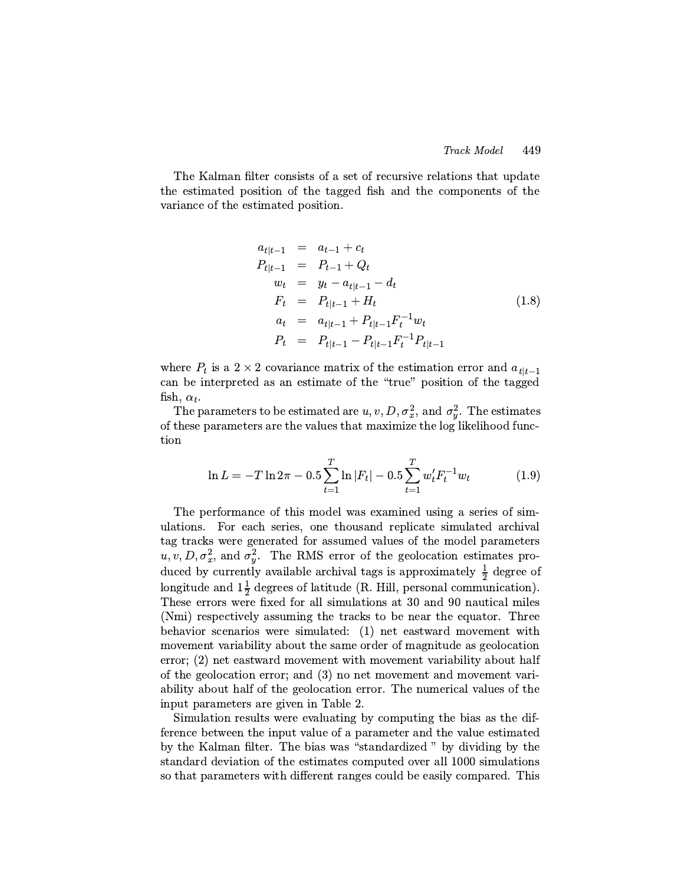The Kalman filter consists of a set of recursive relations that update the estimated position of the tagged fish and the components of the variance of the estimated position.

$$
\begin{aligned}
a_{t|t-1} &= a_{t-1} + c_t \\
P_{t|t-1} &= P_{t-1} + Q_t \\
w_t &= y_t - a_{t|t-1} - d_t \\
F_t &= P_{t|t-1} + H_t \\
a_t &= a_{t|t-1} + P_{t|t-1} F_t^{-1} w_t \\
P_t &= P_{t|t-1} - P_{t|t-1} F_t^{-1} P_{t|t-1}
\end{aligned}
\tag{1.8}
$$

where $P_t$ is a $2 \times 2$ covariance matrix of the estimation error and $a_{t|t-1}$ can be interpreted as an estimate of the "true" position of the tagged fish, $\alpha_t$.

The parameters to be estimated are $u, v, D, \sigma_x^2$, and $\sigma_y^2$. The estimates of these parameters are the values that maximize the log likelihood function

$$
\ln L = -T \ln 2\pi - 0.5 \sum_{t=1}^{T} \ln |F_t| - 0.5 \sum_{t=1}^{T} w_t' F_t^{-1} w_t \tag{1.9}
$$

The performance of this model was examined using a series of simulations. For each series, one thousand replicate simulated archival tag tracks were generated for assumed values of the model parameters $u, v, D, \sigma_x^2$, and $\sigma_y^2$. The RMS error of the geolocation estimates produced by currently available archival tags is approximately $\frac{1}{2}$ degree of longitude and $1\frac{1}{2}$ degrees of latitude (R. Hill, personal communication). These errors were fixed for all simulations at 30 and 90 nautical miles (Nmi) respectively assuming the tracks to be near the equator. Three behavior scenarios were simulated: (1) net eastward movement with movement variability about the same order of magnitude as geolocation error; (2) net eastward movement with movement variability about half of the geolocation error; and (3) no net movement and movement variability about half of the geolocation error. The numerical values of the input parameters are given in Table 2.

Simulation results were evaluating by computing the bias as the difference between the input value of a parameter and the value estimated by the Kalman filter. The bias was "standardized " by dividing by the standard deviation of the estimates computed over all 1000 simulations so that parameters with different ranges could be easily compared. This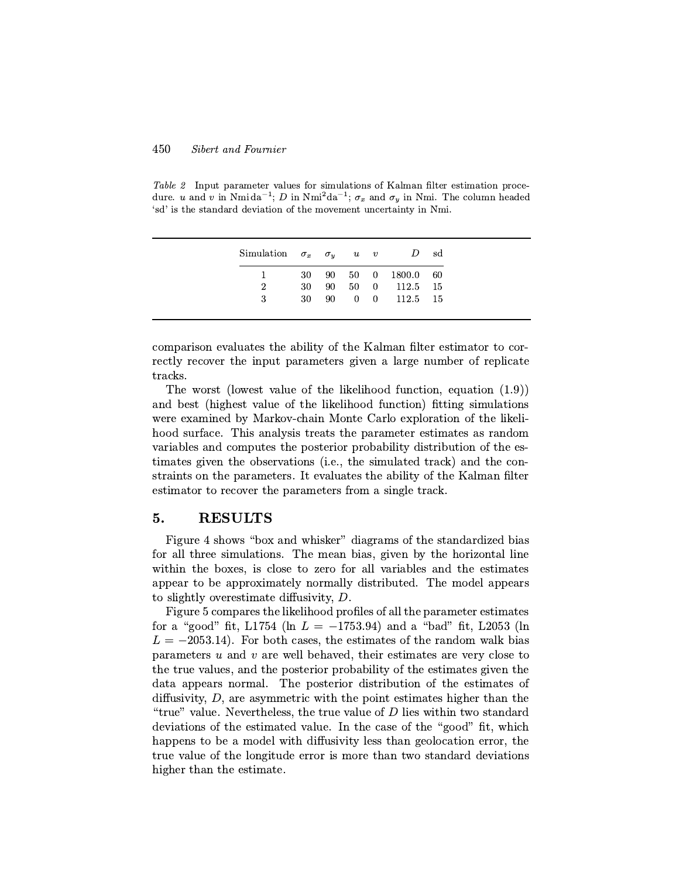*Table 2* Input parameter values for simulations of Kalman filter estimation procedure. $u$ and $v$ in Nmi da$^{-1}$; $D$ in Nmi$^2$da$^{-1}$; $\sigma_x$ and $\sigma_y$ in Nmi. The column headed 'sd' is the standard deviation of the movement uncertainty in Nmi.

| Simulation | $\sigma_x$ | $\sigma_y$ | $u$ | $v$ | $D$ | sd |
|---|---|---|---|---|---|---|
| 1 | 30 | 90 | 50 | 0 | 1800.0 | 60 |
| 2 | 30 | 90 | 50 | 0 | 112.5 | 15 |
| 3 | 30 | 90 | 0 | 0 | 112.5 | 15 |

comparison evaluates the ability of the Kalman filter estimator to correctly recover the input parameters given a large number of replicate tracks.

The worst (lowest value of the likelihood function, equation (1.9)) and best (highest value of the likelihood function) fitting simulations were examined by Markov-chain Monte Carlo exploration of the likelihood surface. This analysis treats the parameter estimates as random variables and computes the posterior probability distribution of the estimates given the observations (i.e., the simulated track) and the constraints on the parameters. It evaluates the ability of the Kalman filter estimator to recover the parameters from a single track.

## 5. RESULTS

Figure 4 shows "box and whisker" diagrams of the standardized bias for all three simulations. The mean bias, given by the horizontal line within the boxes, is close to zero for all variables and the estimates appear to be approximately normally distributed. The model appears to slightly overestimate diffusivity, $D$.

Figure 5 compares the likelihood profiles of all the parameter estimates for a "good" fit, L1754 ($\ln L = -1753.94$) and a "bad" fit, L2053 ($\ln L = -2053.14$). For both cases, the estimates of the random walk bias parameters $u$ and $v$ are well behaved, their estimates are very close to the true values, and the posterior probability of the estimates given the data appears normal. The posterior distribution of the estimates of diffusivity, $D$, are asymmetric with the point estimates higher than the "true" value. Nevertheless, the true value of $D$ lies within two standard deviations of the estimated value. In the case of the "good" fit, which happens to be a model with diffusivity less than geolocation error, the true value of the longitude error is more than two standard deviations higher than the estimate.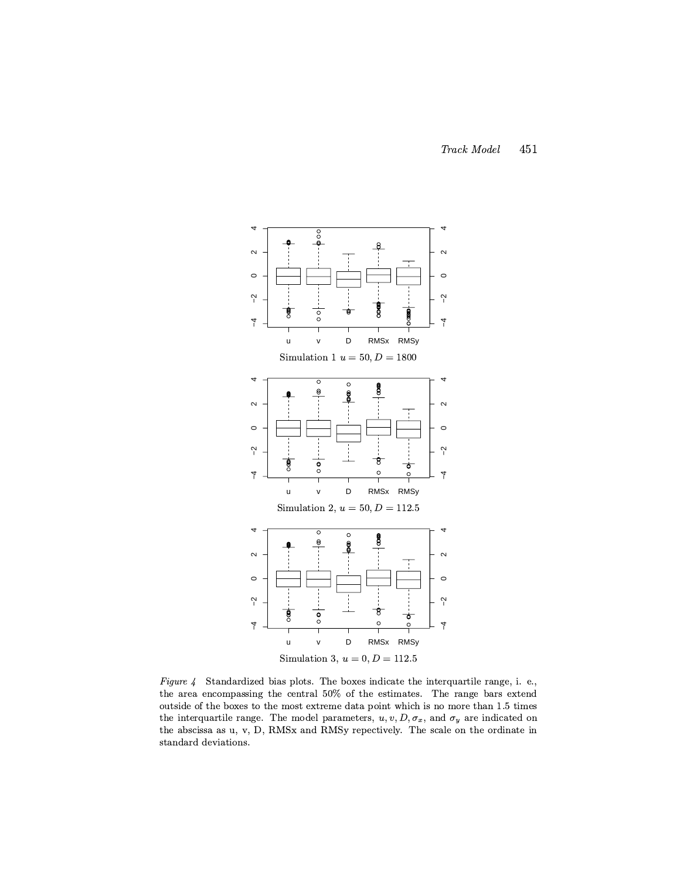Simulation 1 $u = 50, D = 1800$

Simulation 2, $u = 50, D = 112.5$

Simulation 3, $u = 0, D = 112.5$

*Figure 4* Standardized bias plots. The boxes indicate the interquartile range, i. e., the area encompassing the central 50% of the estimates. The range bars extend outside of the boxes to the most extreme data point which is no more than 1.5 times the interquartile range. The model parameters, $u, v, D, \sigma_x$, and $\sigma_y$ are indicated on the abscissa as u, v, D, RMSx and RMSy repectively. The scale on the ordinate in standard deviations.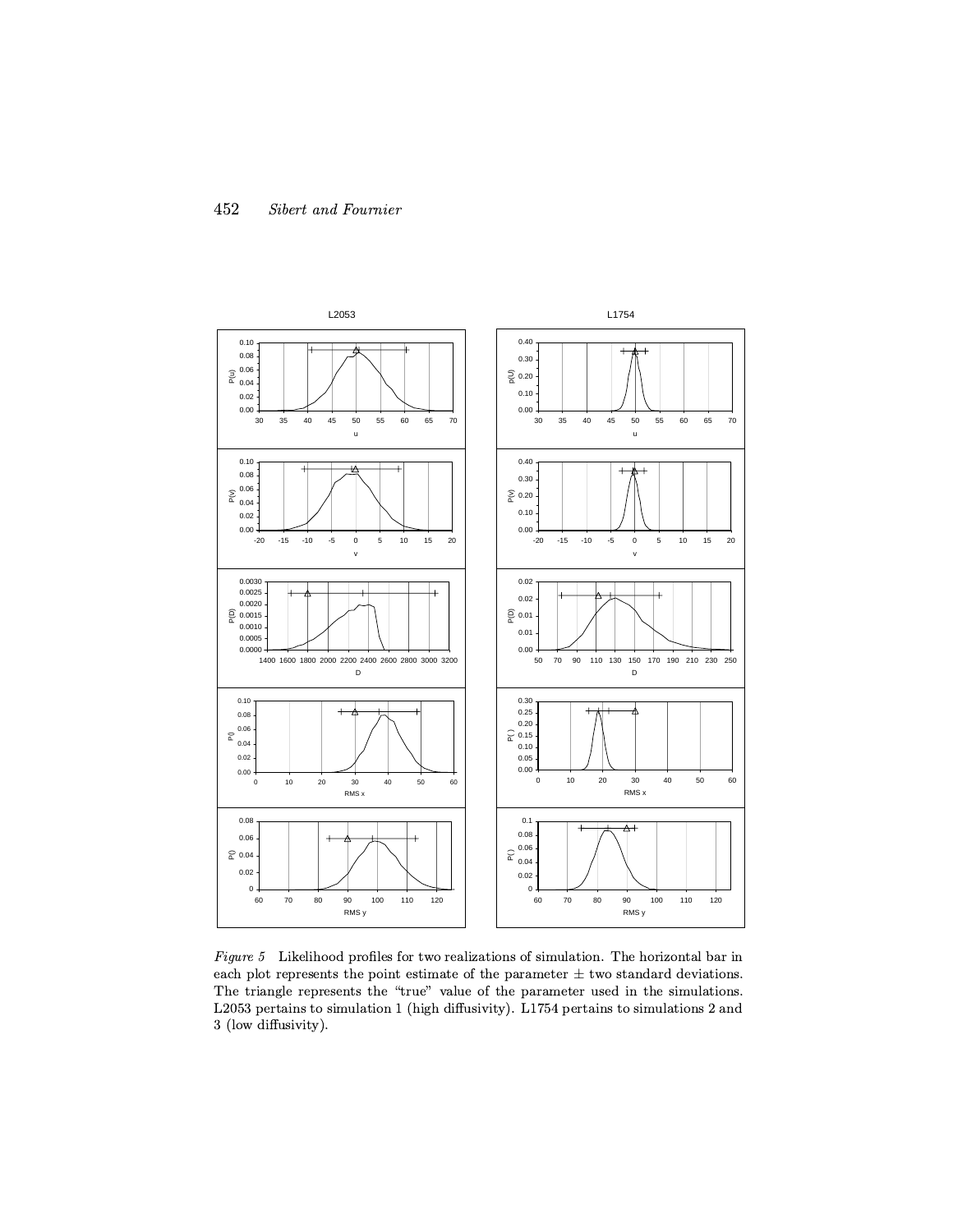*Figure 5* Likelihood profiles for two realizations of simulation. The horizontal bar in each plot represents the point estimate of the parameter ± two standard deviations. The triangle represents the "true" value of the parameter used in the simulations. L2053 pertains to simulation 1 (high diffusivity). L1754 pertains to simulations 2 and 3 (low diffusivity).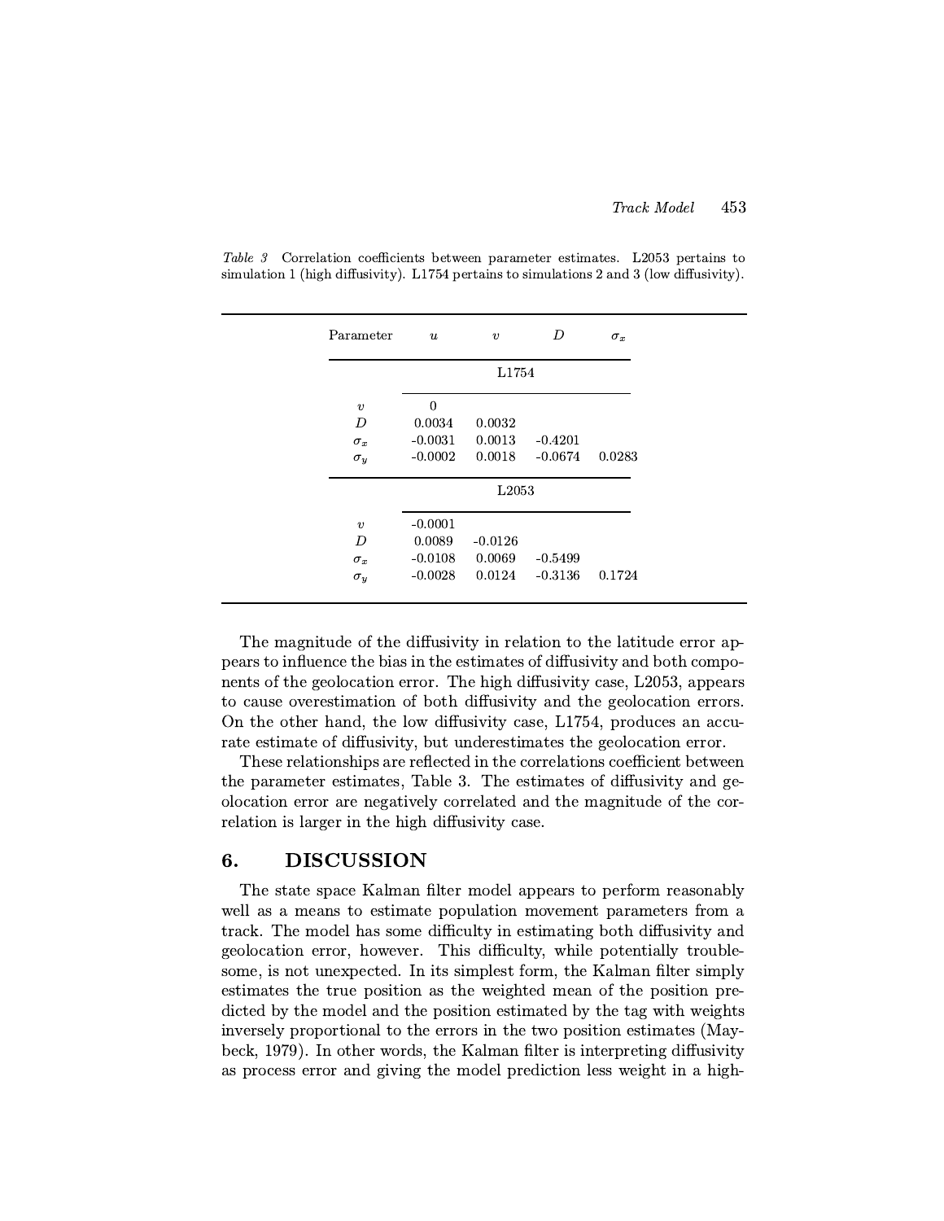*Table 3* Correlation coefficients between parameter estimates. L2053 pertains to simulation 1 (high diffusivity). L1754 pertains to simulations 2 and 3 (low diffusivity).

| Parameter | $u$ | $v$ | $D$ | $\sigma_x$ |
|---|---|---|---|---|
| | | L1754 | | |
| $v$ | 0 | | | |
| $D$ | 0.0034 | 0.0032 | | |
| $\sigma_x$ | -0.0031 | 0.0013 | -0.4201 | |
| $\sigma_y$ | -0.0002 | 0.0018 | -0.0674 | 0.0283 |
| | | L2053 | | |
| $v$ | -0.0001 | | | |
| $D$ | 0.0089 | -0.0126 | | |
| $\sigma_x$ | -0.0108 | 0.0069 | -0.5499 | |
| $\sigma_y$ | -0.0028 | 0.0124 | -0.3136 | 0.1724 |

The magnitude of the diffusivity in relation to the latitude error appears to influence the bias in the estimates of diffusivity and both components of the geolocation error. The high diffusivity case, L2053, appears to cause overestimation of both diffusivity and the geolocation errors. On the other hand, the low diffusivity case, L1754, produces an accurate estimate of diffusivity, but underestimates the geolocation error.

These relationships are reflected in the correlations coefficient between the parameter estimates, Table 3. The estimates of diffusivity and geolocation error are negatively correlated and the magnitude of the correlation is larger in the high diffusivity case.

## 6. DISCUSSION

The state space Kalman filter model appears to perform reasonably well as a means to estimate population movement parameters from a track. The model has some difficulty in estimating both diffusivity and geolocation error, however. This difficulty, while potentially troublesome, is not unexpected. In its simplest form, the Kalman filter simply estimates the true position as the weighted mean of the position predicted by the model and the position estimated by the tag with weights inversely proportional to the errors in the two position estimates (Maybeck, 1979). In other words, the Kalman filter is interpreting diffusivity as process error and giving the model prediction less weight in a high-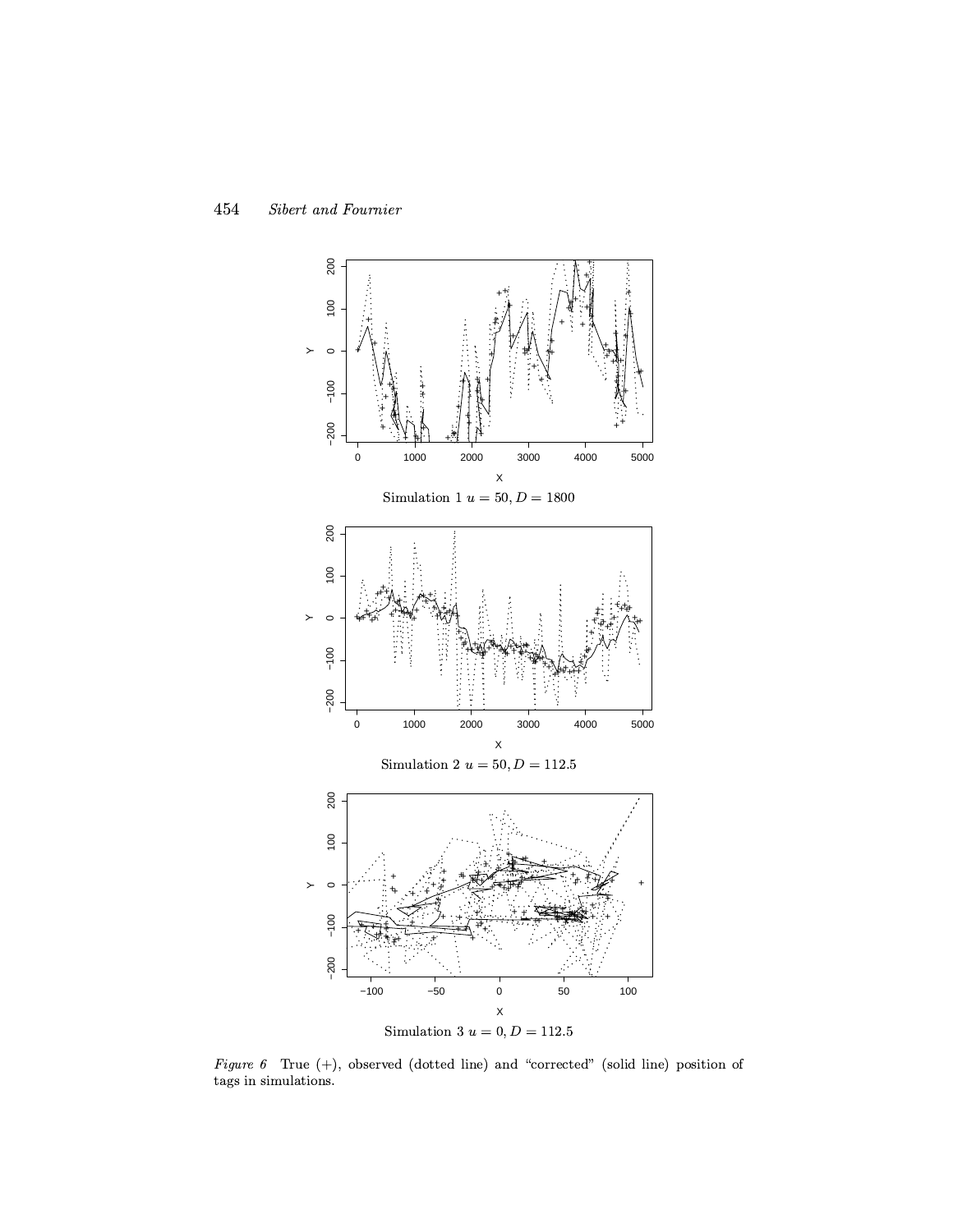Simulation 1 $u = 50, D = 1800$

Simulation 2 $u = 50, D = 112.5$

Simulation 3 $u = 0, D = 112.5$

*Figure 6* True (+), observed (dotted line) and "corrected" (solid line) position of tags in simulations.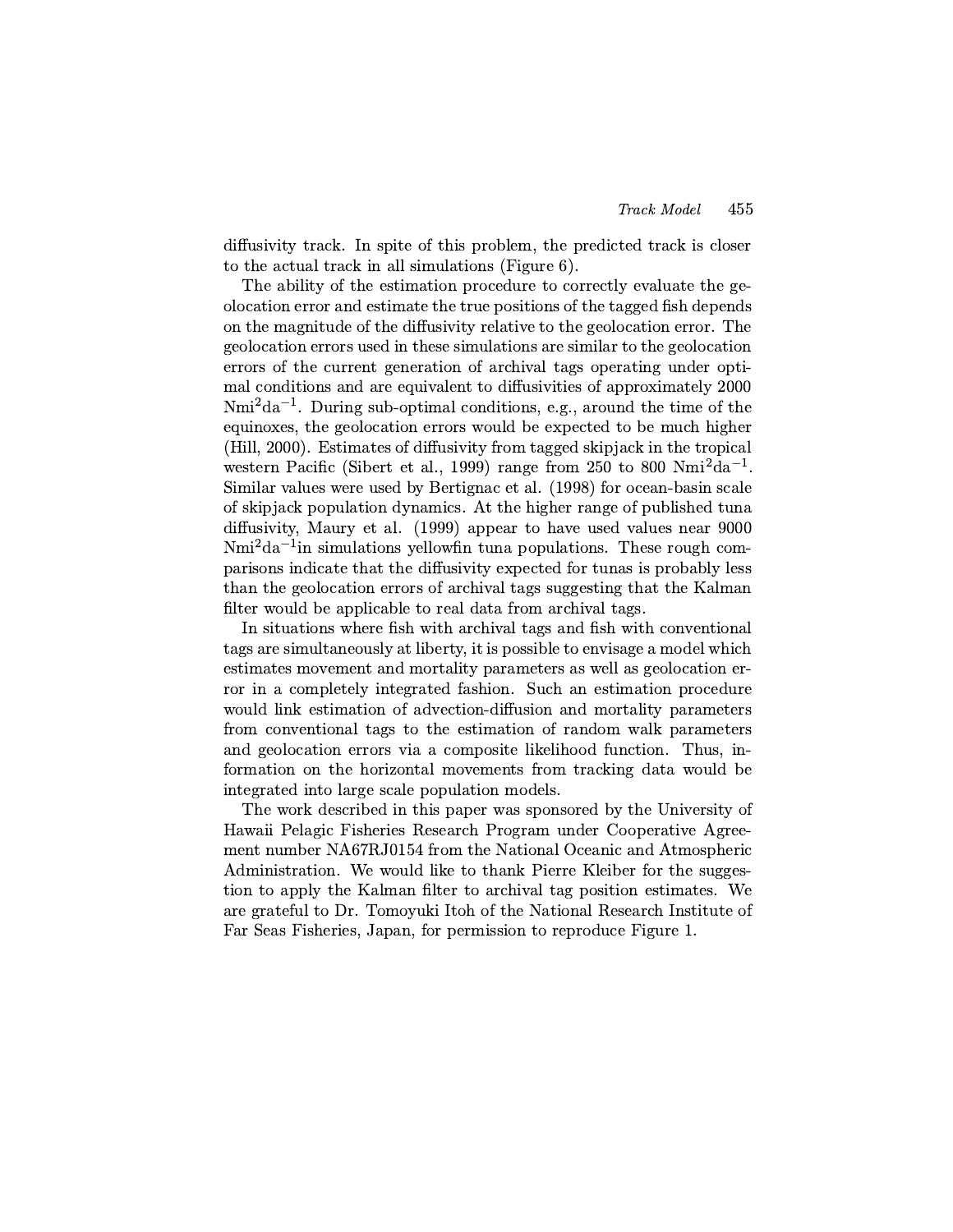diffusivity track. In spite of this problem, the predicted track is closer to the actual track in all simulations (Figure 6).

The ability of the estimation procedure to correctly evaluate the geolocation error and estimate the true positions of the tagged fish depends on the magnitude of the diffusivity relative to the geolocation error. The geolocation errors used in these simulations are similar to the geolocation errors of the current generation of archival tags operating under optimal conditions and are equivalent to diffusivities of approximately 2000 $\mathrm{Nmi}^2\mathrm{da}^{-1}$. During sub-optimal conditions, e.g., around the time of the equinoxes, the geolocation errors would be expected to be much higher (Hill, 2000). Estimates of diffusivity from tagged skipjack in the tropical western Pacific (Sibert et al., 1999) range from 250 to 800 $\mathrm{Nmi}^2\mathrm{da}^{-1}$. Similar values were used by Bertignac et al. (1998) for ocean-basin scale of skipjack population dynamics. At the higher range of published tuna diffusivity, Maury et al. (1999) appear to have used values near 9000 $\mathrm{Nmi}^2\mathrm{da}^{-1}$in simulations yellowfin tuna populations. These rough comparisons indicate that the diffusivity expected for tunas is probably less than the geolocation errors of archival tags suggesting that the Kalman filter would be applicable to real data from archival tags.

In situations where fish with archival tags and fish with conventional tags are simultaneously at liberty, it is possible to envisage a model which estimates movement and mortality parameters as well as geolocation error in a completely integrated fashion. Such an estimation procedure would link estimation of advection-diffusion and mortality parameters from conventional tags to the estimation of random walk parameters and geolocation errors via a composite likelihood function. Thus, information on the horizontal movements from tracking data would be integrated into large scale population models.

The work described in this paper was sponsored by the University of Hawaii Pelagic Fisheries Research Program under Cooperative Agreement number NA67RJ0154 from the National Oceanic and Atmospheric Administration. We would like to thank Pierre Kleiber for the suggestion to apply the Kalman filter to archival tag position estimates. We are grateful to Dr. Tomoyuki Itoh of the National Research Institute of Far Seas Fisheries, Japan, for permission to reproduce Figure 1.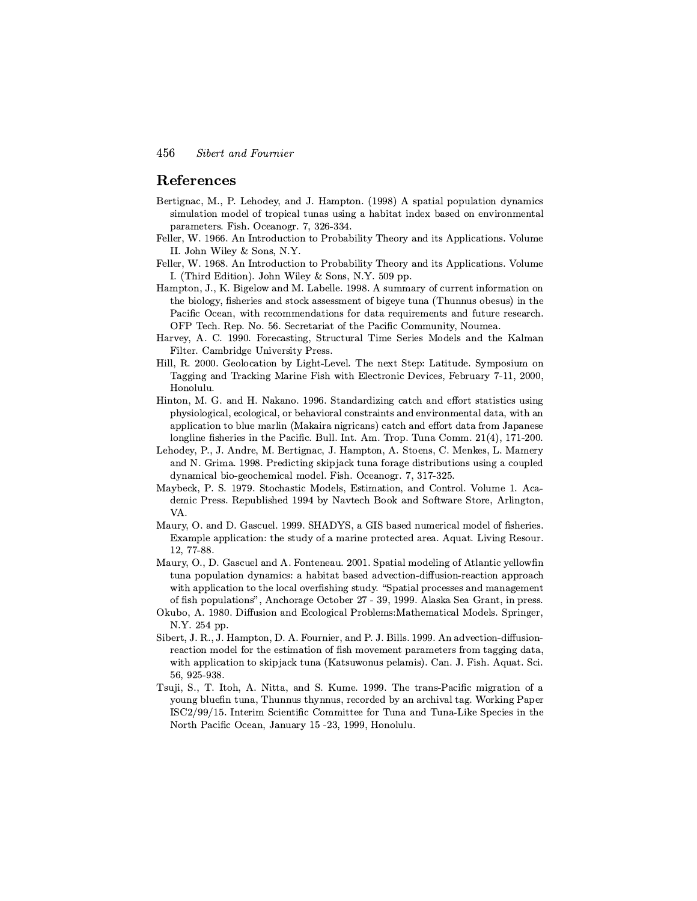## References

Bertignac, M., P. Lehodey, and J. Hampton. (1998) A spatial population dynamics simulation model of tropical tunas using a habitat index based on environmental parameters. Fish. Oceanogr. 7, 326-334.

Feller, W. 1966. An Introduction to Probability Theory and its Applications. Volume II. John Wiley & Sons, N.Y.

Feller, W. 1968. An Introduction to Probability Theory and its Applications. Volume I. (Third Edition). John Wiley & Sons, N.Y. 509 pp.

Hampton, J., K. Bigelow and M. Labelle. 1998. A summary of current information on the biology, fisheries and stock assessment of bigeye tuna (Thunnus obesus) in the Pacific Ocean, with recommendations for data requirements and future research. OFP Tech. Rep. No. 56. Secretariat of the Pacific Community, Noumea.

Harvey, A. C. 1990. Forecasting, Structural Time Series Models and the Kalman Filter. Cambridge University Press.

Hill, R. 2000. Geolocation by Light-Level. The next Step: Latitude. Symposium on Tagging and Tracking Marine Fish with Electronic Devices, February 7-11, 2000, Honolulu.

Hinton, M. G. and H. Nakano. 1996. Standardizing catch and effort statistics using physiological, ecological, or behavioral constraints and environmental data, with an application to blue marlin (Makaira nigricans) catch and effort data from Japanese longline fisheries in the Pacific. Bull. Int. Am. Trop. Tuna Comm. 21(4), 171-200.

Lehodey, P., J. Andre, M. Bertignac, J. Hampton, A. Stoens, C. Menkes, L. Mamery and N. Grima. 1998. Predicting skipjack tuna forage distributions using a coupled dynamical bio-geochemical model. Fish. Oceanogr. 7, 317-325.

Maybeck, P. S. 1979. Stochastic Models, Estimation, and Control. Volume 1. Academic Press. Republished 1994 by Navtech Book and Software Store, Arlington, VA.

Maury, O. and D. Gascuel. 1999. SHADYS, a GIS based numerical model of fisheries. Example application: the study of a marine protected area. Aquat. Living Resour. 12, 77-88.

Maury, O., D. Gascuel and A. Fonteneau. 2001. Spatial modeling of Atlantic yellowfin tuna population dynamics: a habitat based advection-diffusion-reaction approach with application to the local overfishing study. "Spatial processes and management of fish populations", Anchorage October 27 - 39, 1999. Alaska Sea Grant, in press.

Okubo, A. 1980. Diffusion and Ecological Problems:Mathematical Models. Springer, N.Y. 254 pp.

Sibert, J. R., J. Hampton, D. A. Fournier, and P. J. Bills. 1999. An advection-diffusion-reaction model for the estimation of fish movement parameters from tagging data, with application to skipjack tuna (Katsuwonus pelamis). Can. J. Fish. Aquat. Sci. 56, 925-938.

Tsuji, S., T. Itoh, A. Nitta, and S. Kume. 1999. The trans-Pacific migration of a young bluefin tuna, Thunnus thynnus, recorded by an archival tag. Working Paper ISC2/99/15. Interim Scientific Committee for Tuna and Tuna-Like Species in the North Pacific Ocean, January 15 -23, 1999, Honolulu.